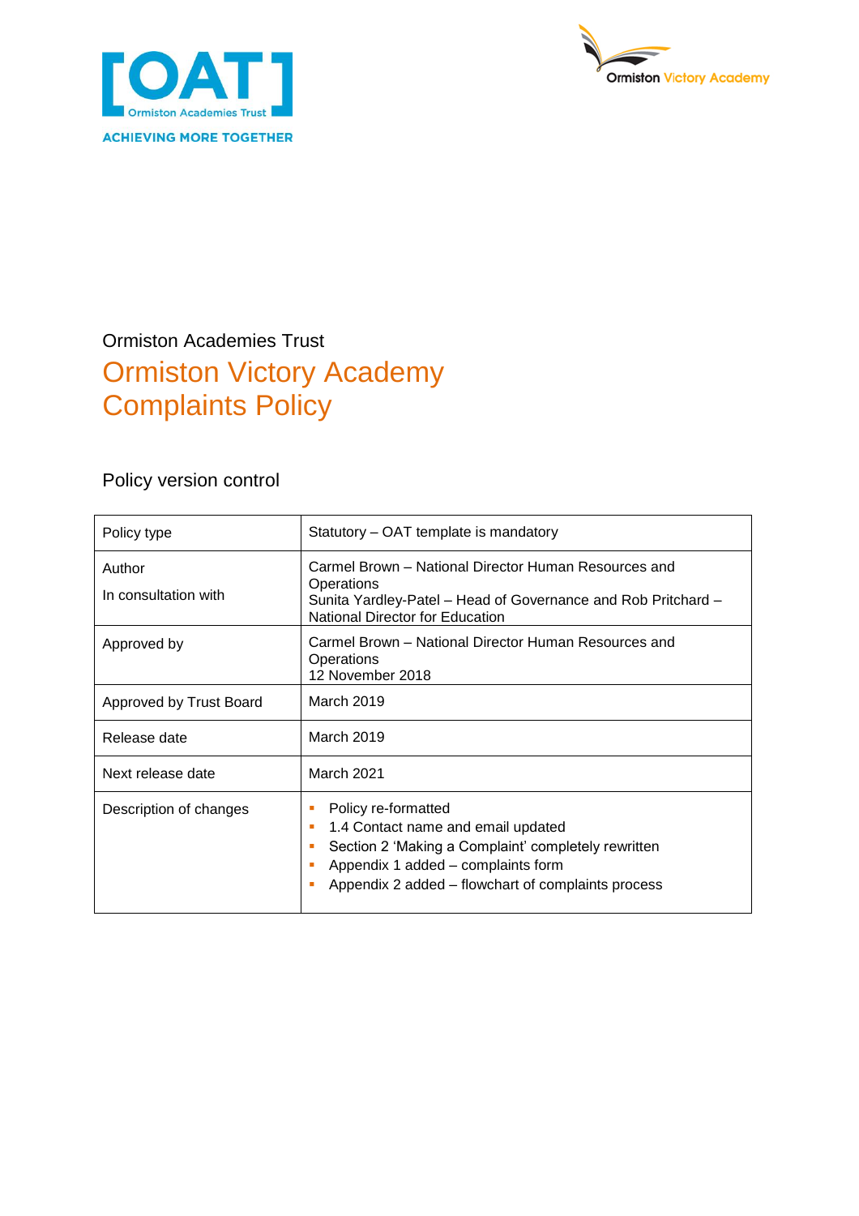Ormiston Academies Trust

# Ormiston Victory Academy
# Complaints Policy

## Policy version control

| Policy type | Statutory – OAT template is mandatory |
|---|---|
| Author<br><br>In consultation with | Carmel Brown – National Director Human Resources and Operations<br>Sunita Yardley-Patel – Head of Governance and Rob Pritchard – National Director for Education |
| Approved by | Carmel Brown – National Director Human Resources and Operations<br>12 November 2018 |
| Approved by Trust Board | March 2019 |
| Release date | March 2019 |
| Next release date | March 2021 |
| Description of changes | - Policy re-formatted<br>- 1.4 Contact name and email updated<br>- Section 2 'Making a Complaint' completely rewritten<br>- Appendix 1 added – complaints form<br>- Appendix 2 added – flowchart of complaints process |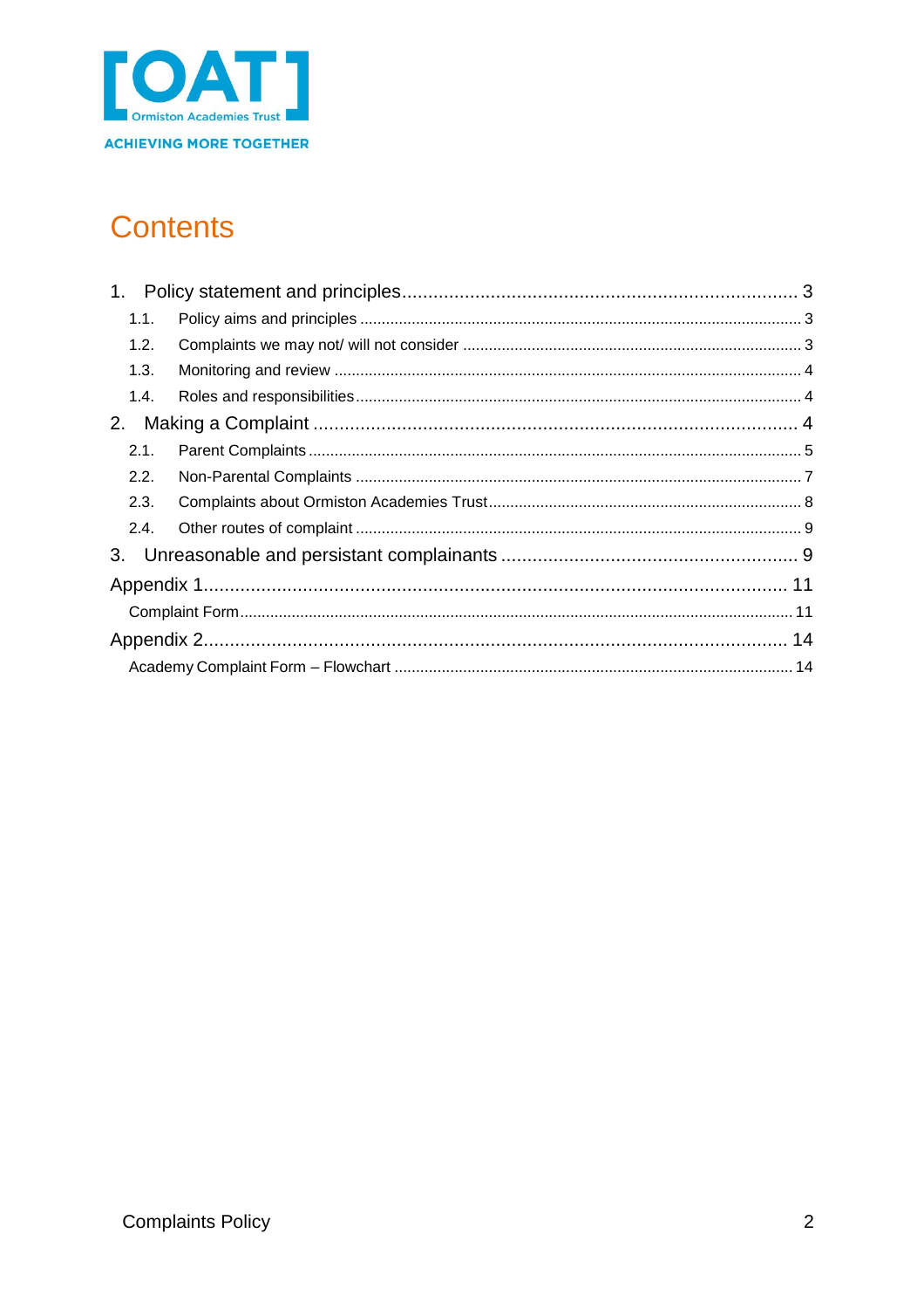# Contents

1. Policy statement and principles ... 3
   - 1.1. Policy aims and principles ... 3
   - 1.2. Complaints we may not/ will not consider ... 3
   - 1.3. Monitoring and review ... 4
   - 1.4. Roles and responsibilities ... 4
2. Making a Complaint ... 4
   - 2.1. Parent Complaints ... 5
   - 2.2. Non-Parental Complaints ... 7
   - 2.3. Complaints about Ormiston Academies Trust ... 8
   - 2.4. Other routes of complaint ... 9
3. Unreasonable and persistant complainants ... 9

Appendix 1 ... 11
- Complaint Form ... 11

Appendix 2 ... 14
- Academy Complaint Form – Flowchart ... 14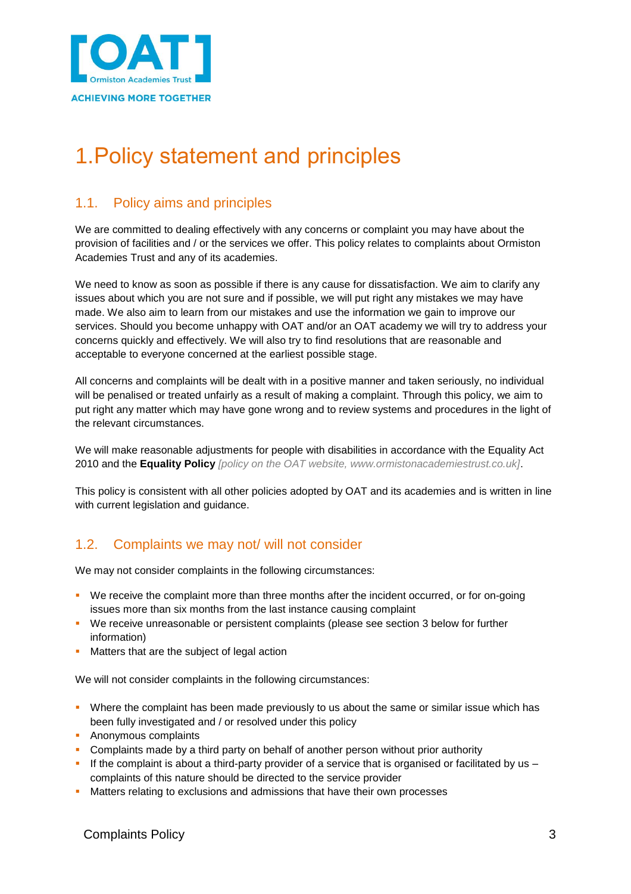# 1. Policy statement and principles

## 1.1. Policy aims and principles

We are committed to dealing effectively with any concerns or complaint you may have about the provision of facilities and / or the services we offer. This policy relates to complaints about Ormiston Academies Trust and any of its academies.

We need to know as soon as possible if there is any cause for dissatisfaction. We aim to clarify any issues about which you are not sure and if possible, we will put right any mistakes we may have made. We also aim to learn from our mistakes and use the information we gain to improve our services. Should you become unhappy with OAT and/or an OAT academy we will try to address your concerns quickly and effectively. We will also try to find resolutions that are reasonable and acceptable to everyone concerned at the earliest possible stage.

All concerns and complaints will be dealt with in a positive manner and taken seriously, no individual will be penalised or treated unfairly as a result of making a complaint. Through this policy, we aim to put right any matter which may have gone wrong and to review systems and procedures in the light of the relevant circumstances.

We will make reasonable adjustments for people with disabilities in accordance with the Equality Act 2010 and the **Equality Policy** *[policy on the OAT website, www.ormistonacademiestrust.co.uk]*.

This policy is consistent with all other policies adopted by OAT and its academies and is written in line with current legislation and guidance.

## 1.2. Complaints we may not/ will not consider

We may not consider complaints in the following circumstances:

- We receive the complaint more than three months after the incident occurred, or for on-going issues more than six months from the last instance causing complaint
- We receive unreasonable or persistent complaints (please see section 3 below for further information)
- Matters that are the subject of legal action

We will not consider complaints in the following circumstances:

- Where the complaint has been made previously to us about the same or similar issue which has been fully investigated and / or resolved under this policy
- Anonymous complaints
- Complaints made by a third party on behalf of another person without prior authority
- If the complaint is about a third-party provider of a service that is organised or facilitated by us – complaints of this nature should be directed to the service provider
- Matters relating to exclusions and admissions that have their own processes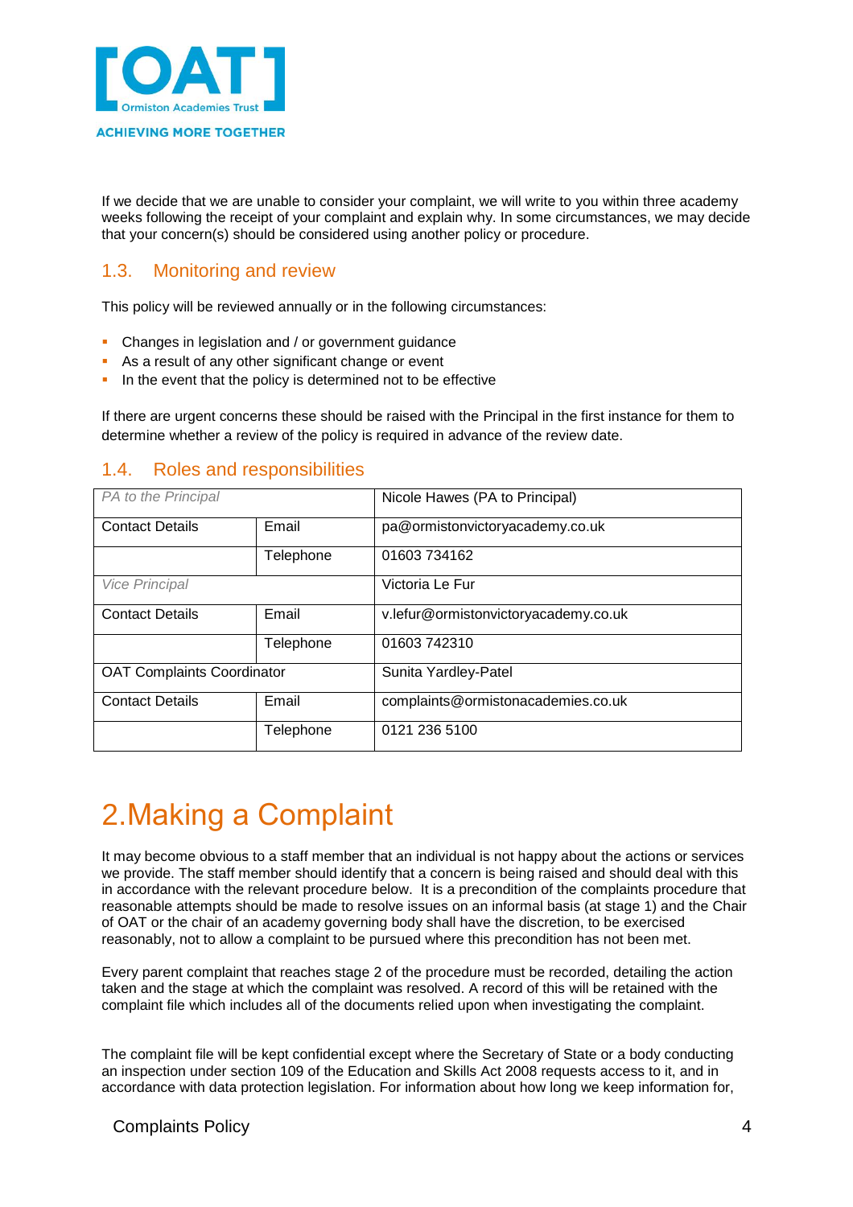If we decide that we are unable to consider your complaint, we will write to you within three academy weeks following the receipt of your complaint and explain why. In some circumstances, we may decide that your concern(s) should be considered using another policy or procedure.

## 1.3. Monitoring and review

This policy will be reviewed annually or in the following circumstances:

- Changes in legislation and / or government guidance
- As a result of any other significant change or event
- In the event that the policy is determined not to be effective

If there are urgent concerns these should be raised with the Principal in the first instance for them to determine whether a review of the policy is required in advance of the review date.

## 1.4. Roles and responsibilities

| *PA to the Principal* | | Nicole Hawes (PA to Principal) |
|---|---|---|
| Contact Details | Email | pa@ormistonvictoryacademy.co.uk |
| | Telephone | 01603 734162 |
| *Vice Principal* | | Victoria Le Fur |
| Contact Details | Email | v.lefur@ormistonvictoryacademy.co.uk |
| | Telephone | 01603 742310 |
| OAT Complaints Coordinator | | Sunita Yardley-Patel |
| Contact Details | Email | complaints@ormistonacademies.co.uk |
| | Telephone | 0121 236 5100 |

# 2. Making a Complaint

It may become obvious to a staff member that an individual is not happy about the actions or services we provide. The staff member should identify that a concern is being raised and should deal with this in accordance with the relevant procedure below. It is a precondition of the complaints procedure that reasonable attempts should be made to resolve issues on an informal basis (at stage 1) and the Chair of OAT or the chair of an academy governing body shall have the discretion, to be exercised reasonably, not to allow a complaint to be pursued where this precondition has not been met.

Every parent complaint that reaches stage 2 of the procedure must be recorded, detailing the action taken and the stage at which the complaint was resolved. A record of this will be retained with the complaint file which includes all of the documents relied upon when investigating the complaint.

The complaint file will be kept confidential except where the Secretary of State or a body conducting an inspection under section 109 of the Education and Skills Act 2008 requests access to it, and in accordance with data protection legislation. For information about how long we keep information for,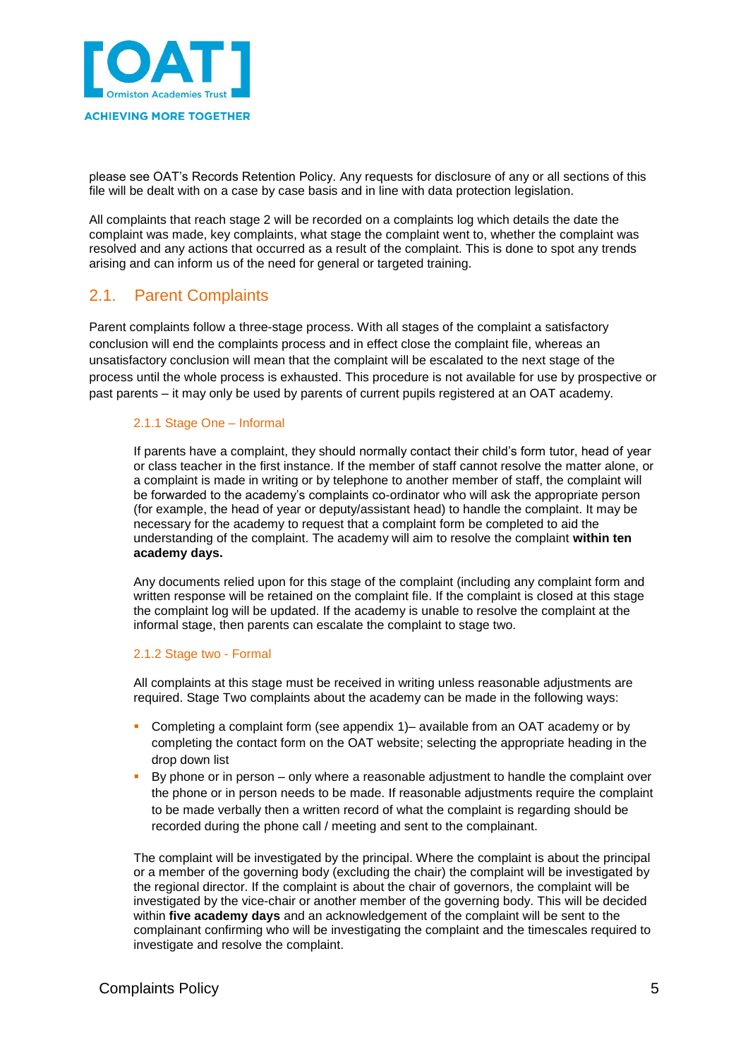please see OAT's Records Retention Policy. Any requests for disclosure of any or all sections of this file will be dealt with on a case by case basis and in line with data protection legislation.

All complaints that reach stage 2 will be recorded on a complaints log which details the date the complaint was made, key complaints, what stage the complaint went to, whether the complaint was resolved and any actions that occurred as a result of the complaint. This is done to spot any trends arising and can inform us of the need for general or targeted training.

## 2.1. Parent Complaints

Parent complaints follow a three-stage process. With all stages of the complaint a satisfactory conclusion will end the complaints process and in effect close the complaint file, whereas an unsatisfactory conclusion will mean that the complaint will be escalated to the next stage of the process until the whole process is exhausted. This procedure is not available for use by prospective or past parents – it may only be used by parents of current pupils registered at an OAT academy.

### 2.1.1 Stage One – Informal

If parents have a complaint, they should normally contact their child's form tutor, head of year or class teacher in the first instance. If the member of staff cannot resolve the matter alone, or a complaint is made in writing or by telephone to another member of staff, the complaint will be forwarded to the academy's complaints co-ordinator who will ask the appropriate person (for example, the head of year or deputy/assistant head) to handle the complaint. It may be necessary for the academy to request that a complaint form be completed to aid the understanding of the complaint. The academy will aim to resolve the complaint **within ten academy days.**

Any documents relied upon for this stage of the complaint (including any complaint form and written response will be retained on the complaint file. If the complaint is closed at this stage the complaint log will be updated. If the academy is unable to resolve the complaint at the informal stage, then parents can escalate the complaint to stage two.

### 2.1.2 Stage two - Formal

All complaints at this stage must be received in writing unless reasonable adjustments are required. Stage Two complaints about the academy can be made in the following ways:

- Completing a complaint form (see appendix 1)– available from an OAT academy or by completing the contact form on the OAT website; selecting the appropriate heading in the drop down list
- By phone or in person – only where a reasonable adjustment to handle the complaint over the phone or in person needs to be made. If reasonable adjustments require the complaint to be made verbally then a written record of what the complaint is regarding should be recorded during the phone call / meeting and sent to the complainant.

The complaint will be investigated by the principal. Where the complaint is about the principal or a member of the governing body (excluding the chair) the complaint will be investigated by the regional director. If the complaint is about the chair of governors, the complaint will be investigated by the vice-chair or another member of the governing body. This will be decided within **five academy days** and an acknowledgement of the complaint will be sent to the complainant confirming who will be investigating the complaint and the timescales required to investigate and resolve the complaint.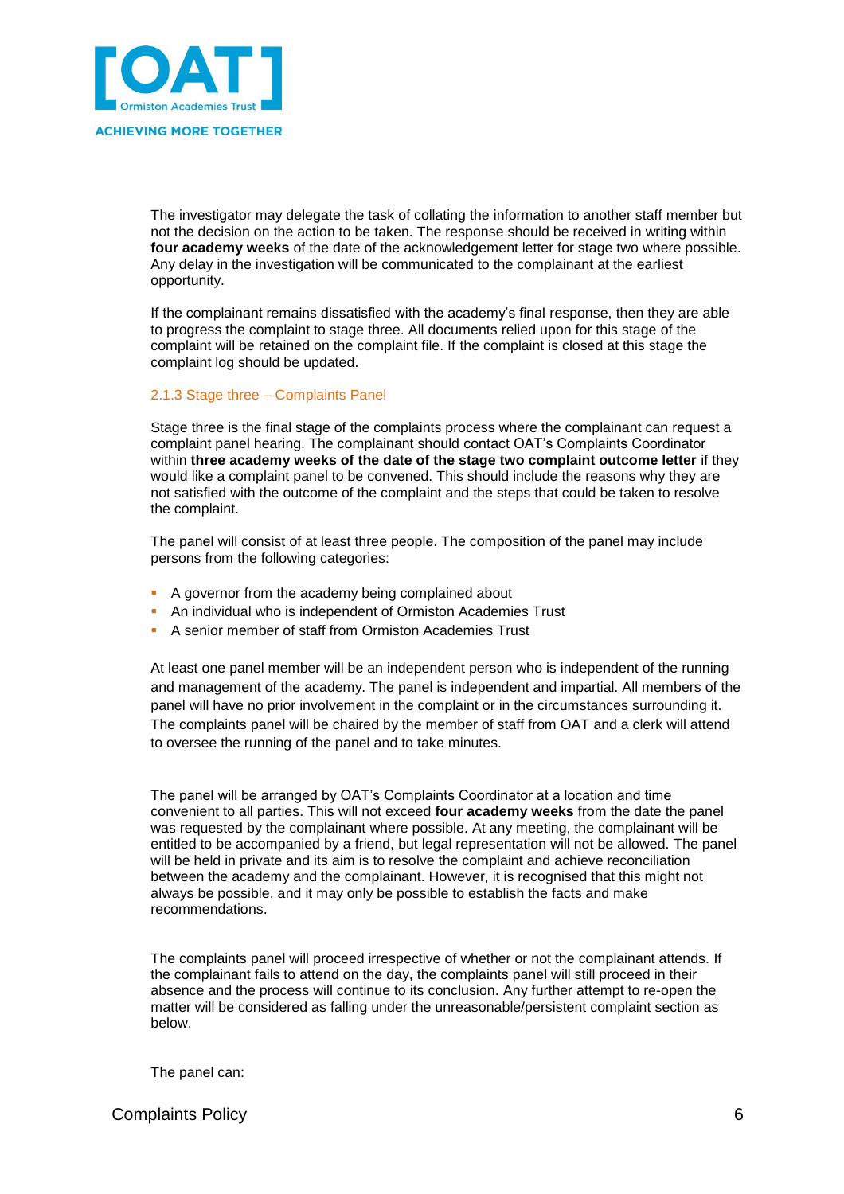The investigator may delegate the task of collating the information to another staff member but not the decision on the action to be taken. The response should be received in writing within **four academy weeks** of the date of the acknowledgement letter for stage two where possible. Any delay in the investigation will be communicated to the complainant at the earliest opportunity.

If the complainant remains dissatisfied with the academy's final response, then they are able to progress the complaint to stage three. All documents relied upon for this stage of the complaint will be retained on the complaint file. If the complaint is closed at this stage the complaint log should be updated.

### 2.1.3 Stage three – Complaints Panel

Stage three is the final stage of the complaints process where the complainant can request a complaint panel hearing. The complainant should contact OAT's Complaints Coordinator within **three academy weeks of the date of the stage two complaint outcome letter** if they would like a complaint panel to be convened. This should include the reasons why they are not satisfied with the outcome of the complaint and the steps that could be taken to resolve the complaint.

The panel will consist of at least three people. The composition of the panel may include persons from the following categories:

- A governor from the academy being complained about
- An individual who is independent of Ormiston Academies Trust
- A senior member of staff from Ormiston Academies Trust

At least one panel member will be an independent person who is independent of the running and management of the academy. The panel is independent and impartial. All members of the panel will have no prior involvement in the complaint or in the circumstances surrounding it. The complaints panel will be chaired by the member of staff from OAT and a clerk will attend to oversee the running of the panel and to take minutes.

The panel will be arranged by OAT's Complaints Coordinator at a location and time convenient to all parties. This will not exceed **four academy weeks** from the date the panel was requested by the complainant where possible. At any meeting, the complainant will be entitled to be accompanied by a friend, but legal representation will not be allowed. The panel will be held in private and its aim is to resolve the complaint and achieve reconciliation between the academy and the complainant. However, it is recognised that this might not always be possible, and it may only be possible to establish the facts and make recommendations.

The complaints panel will proceed irrespective of whether or not the complainant attends. If the complainant fails to attend on the day, the complaints panel will still proceed in their absence and the process will continue to its conclusion. Any further attempt to re-open the matter will be considered as falling under the unreasonable/persistent complaint section as below.

The panel can: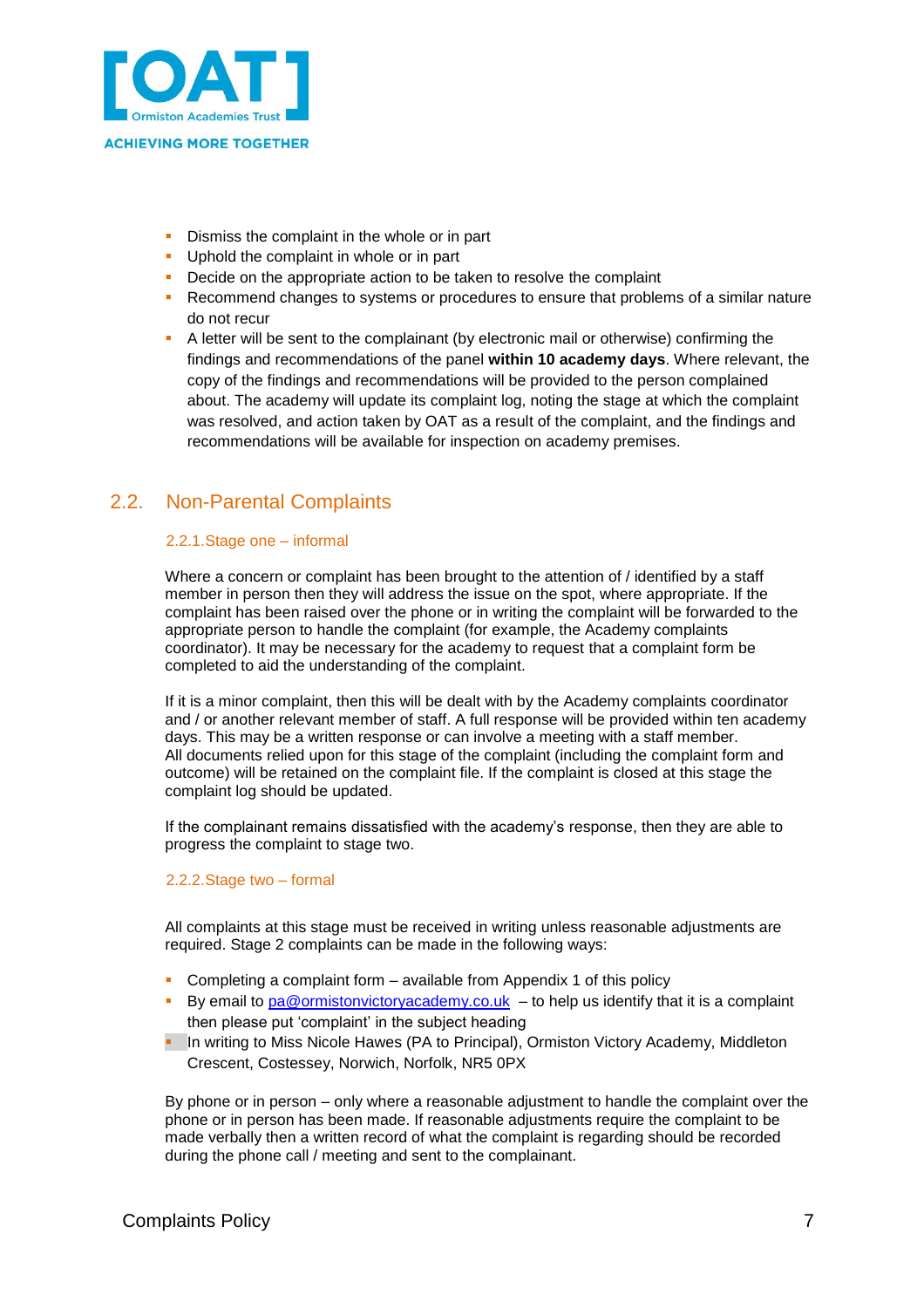- Dismiss the complaint in the whole or in part
- Uphold the complaint in whole or in part
- Decide on the appropriate action to be taken to resolve the complaint
- Recommend changes to systems or procedures to ensure that problems of a similar nature do not recur
- A letter will be sent to the complainant (by electronic mail or otherwise) confirming the findings and recommendations of the panel **within 10 academy days**. Where relevant, the copy of the findings and recommendations will be provided to the person complained about. The academy will update its complaint log, noting the stage at which the complaint was resolved, and action taken by OAT as a result of the complaint, and the findings and recommendations will be available for inspection on academy premises.

## 2.2. Non-Parental Complaints

### 2.2.1. Stage one – informal

Where a concern or complaint has been brought to the attention of / identified by a staff member in person then they will address the issue on the spot, where appropriate. If the complaint has been raised over the phone or in writing the complaint will be forwarded to the appropriate person to handle the complaint (for example, the Academy complaints coordinator). It may be necessary for the academy to request that a complaint form be completed to aid the understanding of the complaint.

If it is a minor complaint, then this will be dealt with by the Academy complaints coordinator and / or another relevant member of staff. A full response will be provided within ten academy days. This may be a written response or can involve a meeting with a staff member. All documents relied upon for this stage of the complaint (including the complaint form and outcome) will be retained on the complaint file. If the complaint is closed at this stage the complaint log should be updated.

If the complainant remains dissatisfied with the academy's response, then they are able to progress the complaint to stage two.

### 2.2.2. Stage two – formal

All complaints at this stage must be received in writing unless reasonable adjustments are required. Stage 2 complaints can be made in the following ways:

- Completing a complaint form – available from Appendix 1 of this policy
- By email to pa@ormistonvictoryacademy.co.uk – to help us identify that it is a complaint then please put 'complaint' in the subject heading
- In writing to Miss Nicole Hawes (PA to Principal), Ormiston Victory Academy, Middleton Crescent, Costessey, Norwich, Norfolk, NR5 0PX

By phone or in person – only where a reasonable adjustment to handle the complaint over the phone or in person has been made. If reasonable adjustments require the complaint to be made verbally then a written record of what the complaint is regarding should be recorded during the phone call / meeting and sent to the complainant.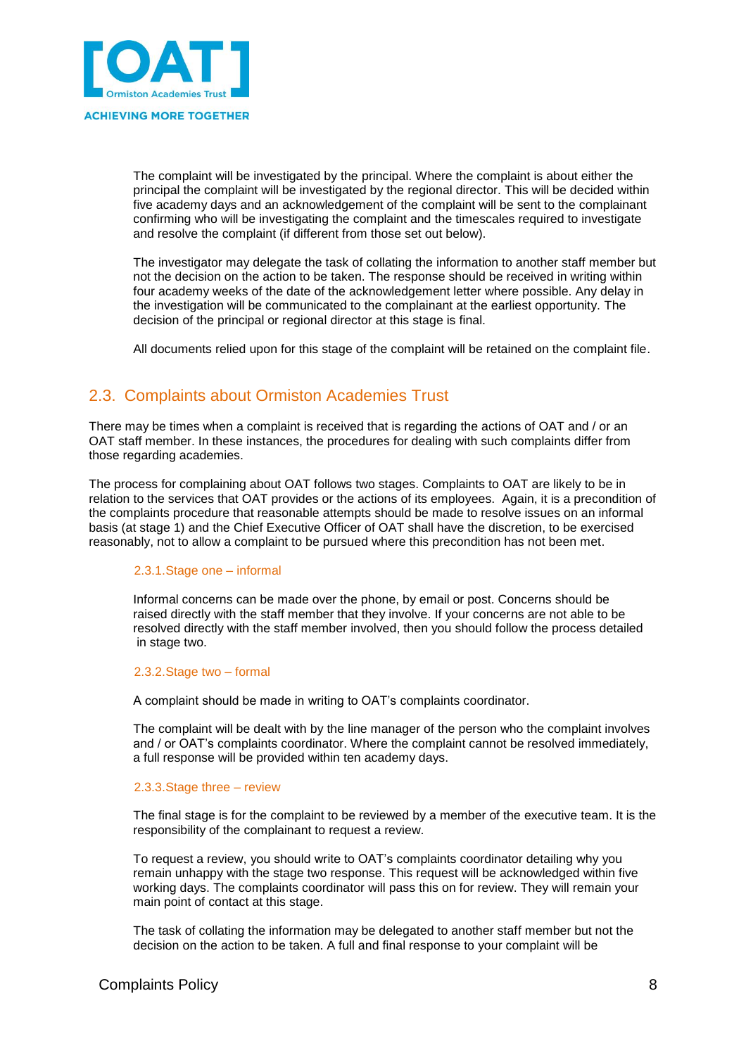The complaint will be investigated by the principal. Where the complaint is about either the principal the complaint will be investigated by the regional director. This will be decided within five academy days and an acknowledgement of the complaint will be sent to the complainant confirming who will be investigating the complaint and the timescales required to investigate and resolve the complaint (if different from those set out below).

The investigator may delegate the task of collating the information to another staff member but not the decision on the action to be taken. The response should be received in writing within four academy weeks of the date of the acknowledgement letter where possible. Any delay in the investigation will be communicated to the complainant at the earliest opportunity. The decision of the principal or regional director at this stage is final.

All documents relied upon for this stage of the complaint will be retained on the complaint file.

## 2.3. Complaints about Ormiston Academies Trust

There may be times when a complaint is received that is regarding the actions of OAT and / or an OAT staff member. In these instances, the procedures for dealing with such complaints differ from those regarding academies.

The process for complaining about OAT follows two stages. Complaints to OAT are likely to be in relation to the services that OAT provides or the actions of its employees. Again, it is a precondition of the complaints procedure that reasonable attempts should be made to resolve issues on an informal basis (at stage 1) and the Chief Executive Officer of OAT shall have the discretion, to be exercised reasonably, not to allow a complaint to be pursued where this precondition has not been met.

### 2.3.1. Stage one – informal

Informal concerns can be made over the phone, by email or post. Concerns should be raised directly with the staff member that they involve. If your concerns are not able to be resolved directly with the staff member involved, then you should follow the process detailed in stage two.

### 2.3.2. Stage two – formal

A complaint should be made in writing to OAT's complaints coordinator.

The complaint will be dealt with by the line manager of the person who the complaint involves and / or OAT's complaints coordinator. Where the complaint cannot be resolved immediately, a full response will be provided within ten academy days.

### 2.3.3. Stage three – review

The final stage is for the complaint to be reviewed by a member of the executive team. It is the responsibility of the complainant to request a review.

To request a review, you should write to OAT's complaints coordinator detailing why you remain unhappy with the stage two response. This request will be acknowledged within five working days. The complaints coordinator will pass this on for review. They will remain your main point of contact at this stage.

The task of collating the information may be delegated to another staff member but not the decision on the action to be taken. A full and final response to your complaint will be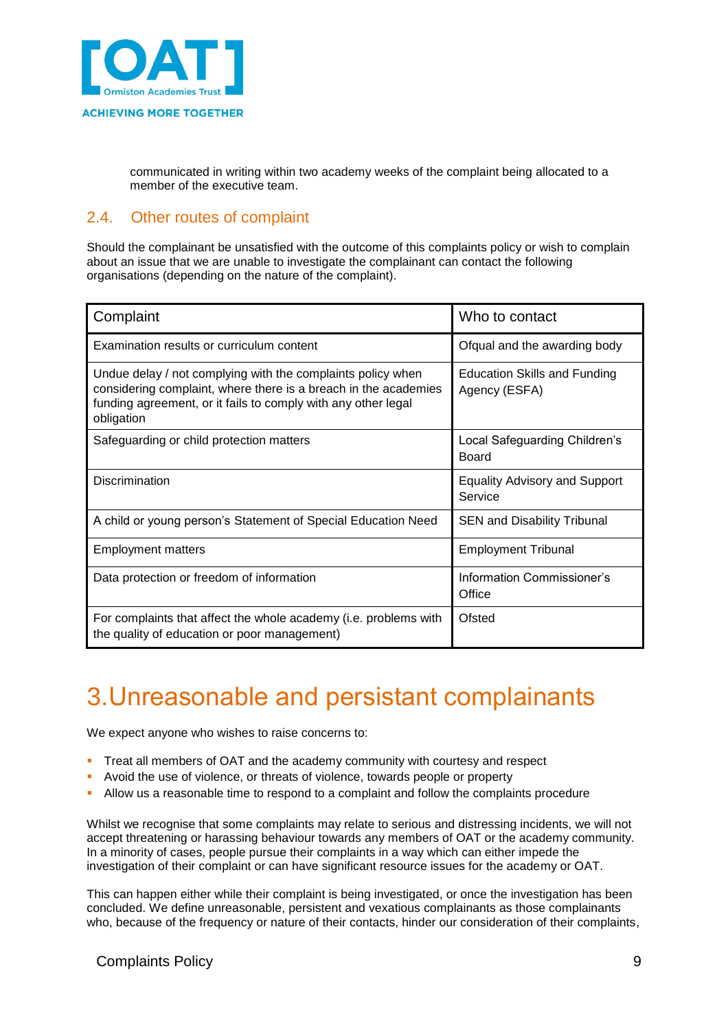communicated in writing within two academy weeks of the complaint being allocated to a member of the executive team.

### 2.4. Other routes of complaint

Should the complainant be unsatisfied with the outcome of this complaints policy or wish to complain about an issue that we are unable to investigate the complainant can contact the following organisations (depending on the nature of the complaint).

| Complaint | Who to contact |
|---|---|
| Examination results or curriculum content | Ofqual and the awarding body |
| Undue delay / not complying with the complaints policy when considering complaint, where there is a breach in the academies funding agreement, or it fails to comply with any other legal obligation | Education Skills and Funding Agency (ESFA) |
| Safeguarding or child protection matters | Local Safeguarding Children's Board |
| Discrimination | Equality Advisory and Support Service |
| A child or young person's Statement of Special Education Need | SEN and Disability Tribunal |
| Employment matters | Employment Tribunal |
| Data protection or freedom of information | Information Commissioner's Office |
| For complaints that affect the whole academy (i.e. problems with the quality of education or poor management) | Ofsted |

# 3. Unreasonable and persistant complainants

We expect anyone who wishes to raise concerns to:

- Treat all members of OAT and the academy community with courtesy and respect
- Avoid the use of violence, or threats of violence, towards people or property
- Allow us a reasonable time to respond to a complaint and follow the complaints procedure

Whilst we recognise that some complaints may relate to serious and distressing incidents, we will not accept threatening or harassing behaviour towards any members of OAT or the academy community. In a minority of cases, people pursue their complaints in a way which can either impede the investigation of their complaint or can have significant resource issues for the academy or OAT.

This can happen either while their complaint is being investigated, or once the investigation has been concluded. We define unreasonable, persistent and vexatious complainants as those complainants who, because of the frequency or nature of their contacts, hinder our consideration of their complaints,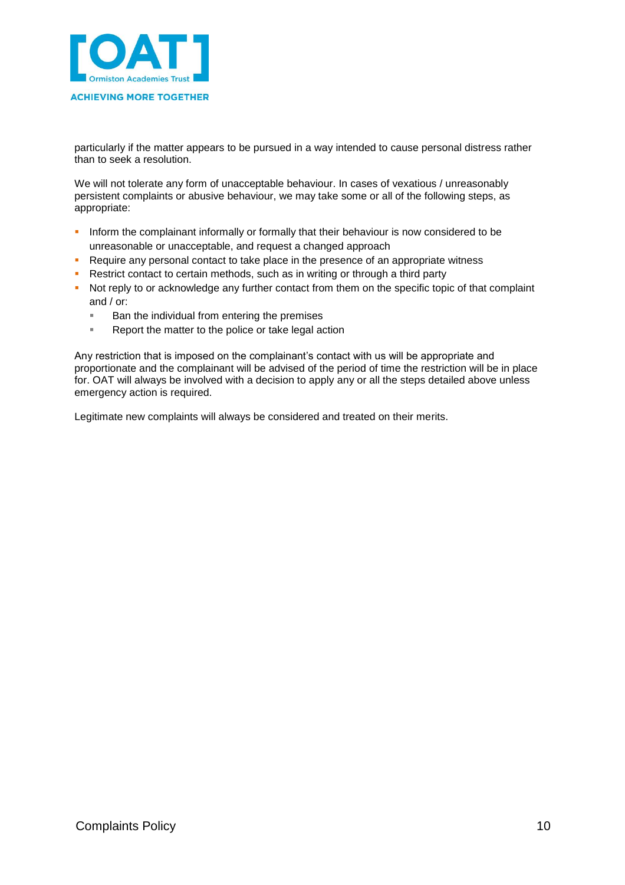particularly if the matter appears to be pursued in a way intended to cause personal distress rather than to seek a resolution.

We will not tolerate any form of unacceptable behaviour. In cases of vexatious / unreasonably persistent complaints or abusive behaviour, we may take some or all of the following steps, as appropriate:

- Inform the complainant informally or formally that their behaviour is now considered to be unreasonable or unacceptable, and request a changed approach
- Require any personal contact to take place in the presence of an appropriate witness
- Restrict contact to certain methods, such as in writing or through a third party
- Not reply to or acknowledge any further contact from them on the specific topic of that complaint and / or:
  - Ban the individual from entering the premises
  - Report the matter to the police or take legal action

Any restriction that is imposed on the complainant's contact with us will be appropriate and proportionate and the complainant will be advised of the period of time the restriction will be in place for. OAT will always be involved with a decision to apply any or all the steps detailed above unless emergency action is required.

Legitimate new complaints will always be considered and treated on their merits.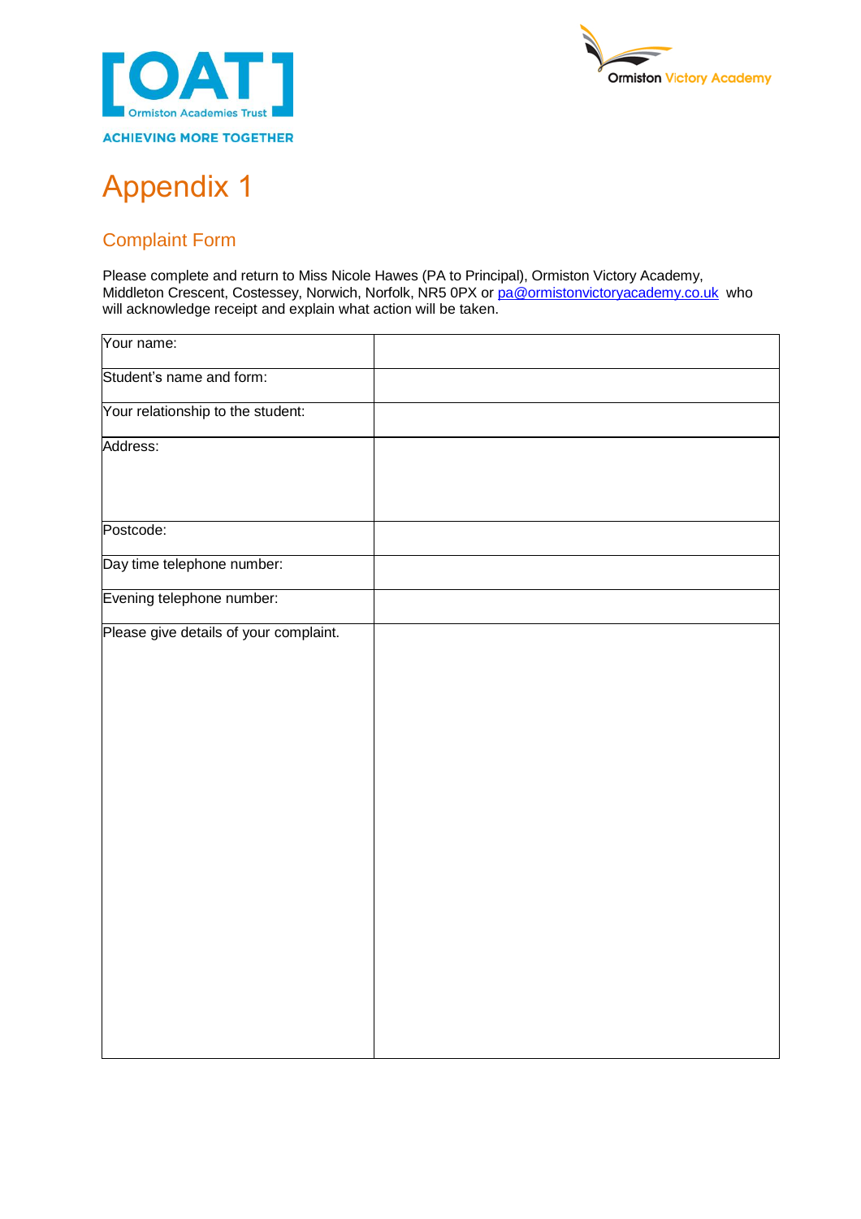# Appendix 1

## Complaint Form

Please complete and return to Miss Nicole Hawes (PA to Principal), Ormiston Victory Academy, Middleton Crescent, Costessey, Norwich, Norfolk, NR5 0PX or pa@ormistonvictoryacademy.co.uk who will acknowledge receipt and explain what action will be taken.

| | |
|---|---|
| Your name: | |
| Student's name and form: | |
| Your relationship to the student: | |
| Address: | |
| Postcode: | |
| Day time telephone number: | |
| Evening telephone number: | |
| Please give details of your complaint. | |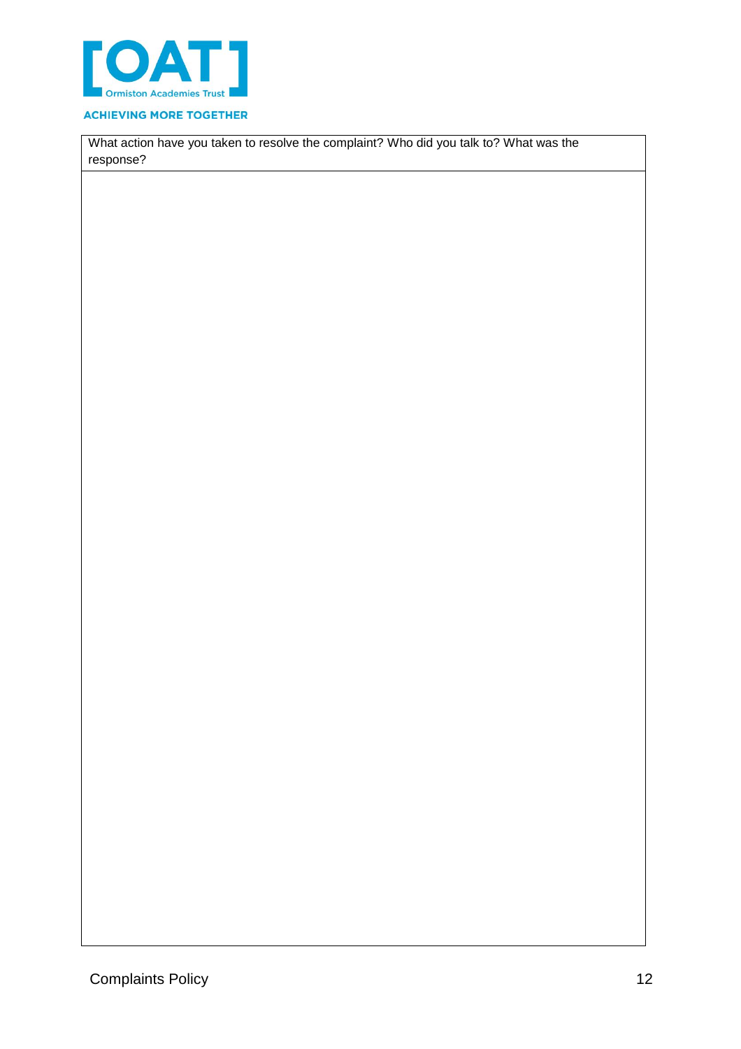| What action have you taken to resolve the complaint? Who did you talk to? What was the response? |
| --- |
| |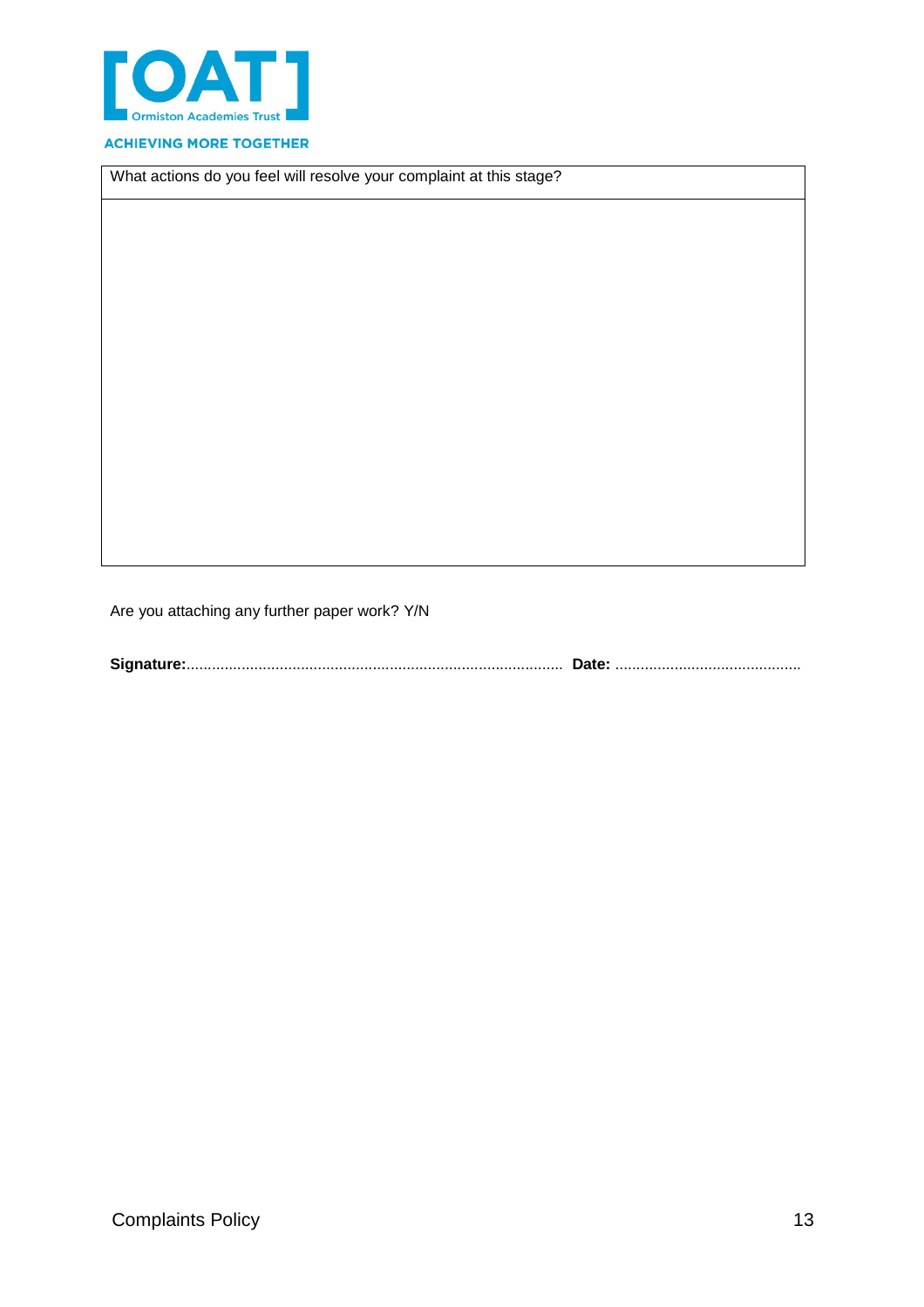| What actions do you feel will resolve your complaint at this stage? |
| --- |
| |

Are you attaching any further paper work? Y/N

**Signature:**........................................................................................ **Date:** ............................................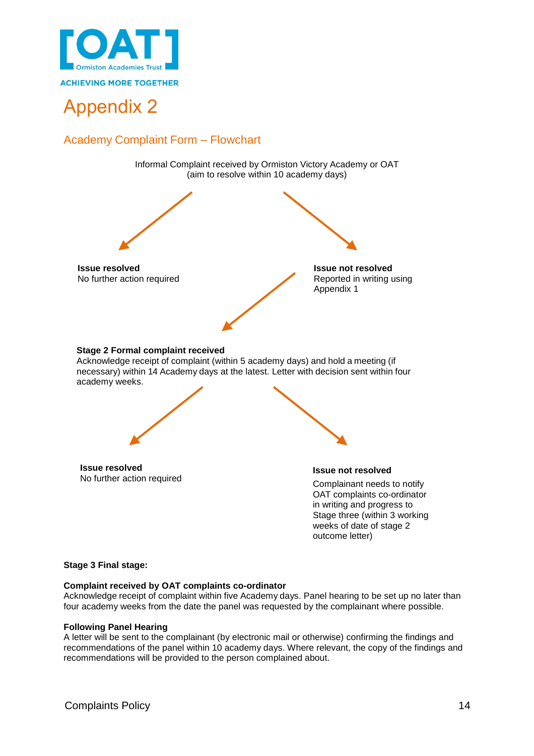**ACHIEVING MORE TOGETHER**

# Appendix 2

## Academy Complaint Form – Flowchart

Informal Complaint received by Ormiston Victory Academy or OAT
(aim to resolve within 10 academy days)

**Issue resolved**
No further action required

**Issue not resolved**
Reported in writing using Appendix 1

**Stage 2 Formal complaint received**
Acknowledge receipt of complaint (within 5 academy days) and hold a meeting (if necessary) within 14 Academy days at the latest. Letter with decision sent within four academy weeks.

**Issue resolved**
No further action required

**Issue not resolved**
Complainant needs to notify OAT complaints co-ordinator in writing and progress to Stage three (within 3 working weeks of date of stage 2 outcome letter)

**Stage 3 Final stage:**

**Complaint received by OAT complaints co-ordinator**
Acknowledge receipt of complaint within five Academy days. Panel hearing to be set up no later than four academy weeks from the date the panel was requested by the complainant where possible.

**Following Panel Hearing**
A letter will be sent to the complainant (by electronic mail or otherwise) confirming the findings and recommendations of the panel within 10 academy days. Where relevant, the copy of the findings and recommendations will be provided to the person complained about.